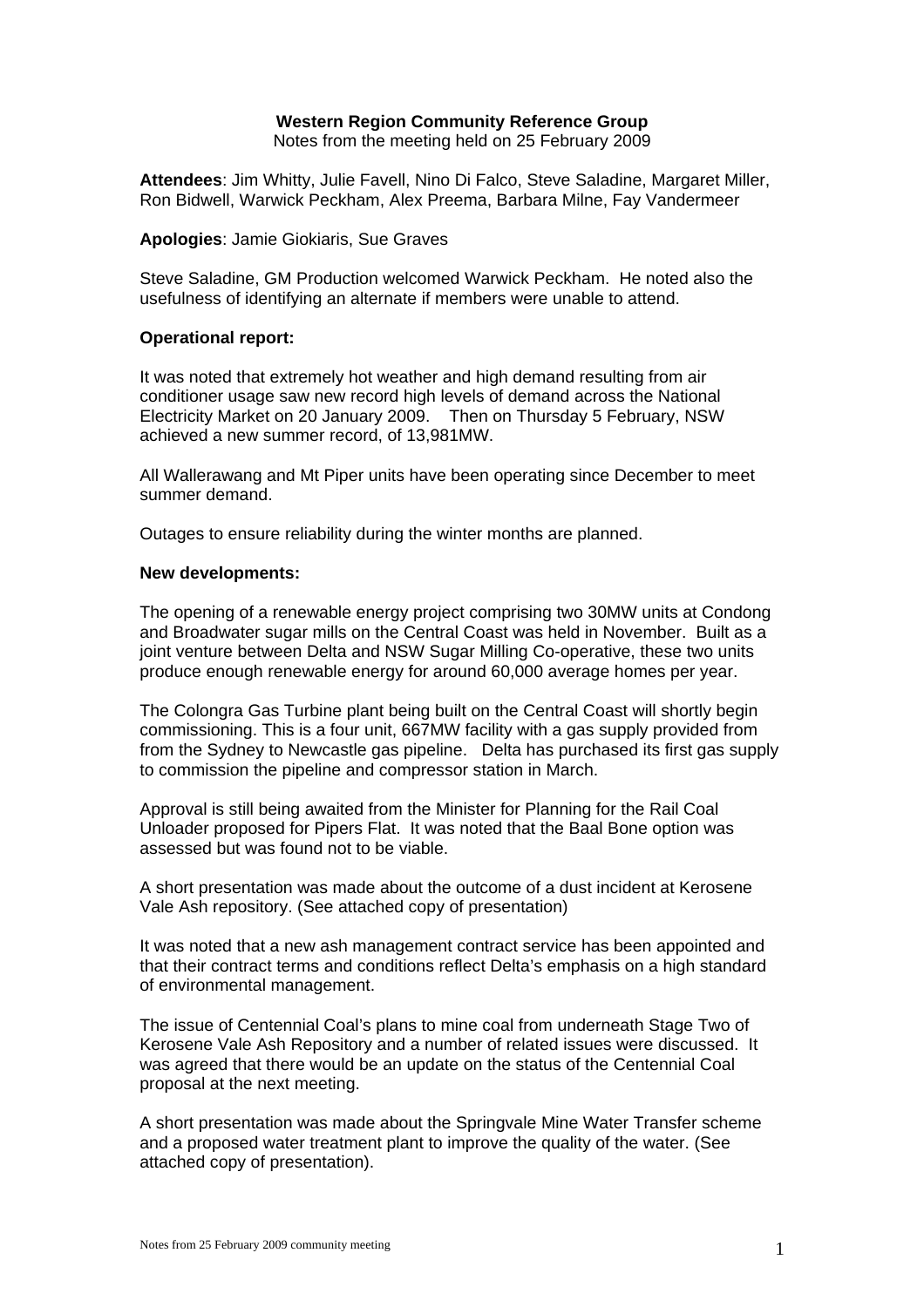**Western Region Community Reference Group**

Notes from the meeting held on 25 February 2009

**Attendees**: Jim Whitty, Julie Favell, Nino Di Falco, Steve Saladine, Margaret Miller, Ron Bidwell, Warwick Peckham, Alex Preema, Barbara Milne, Fay Vandermeer

**Apologies**: Jamie Giokiaris, Sue Graves

Steve Saladine, GM Production welcomed Warwick Peckham. He noted also the usefulness of identifying an alternate if members were unable to attend.

**Operational report:**

It was noted that extremely hot weather and high demand resulting from air conditioner usage saw new record high levels of demand across the National Electricity Market on 20 January 2009. Then on Thursday 5 February, NSW achieved a new summer record, of 13,981MW.

All Wallerawang and Mt Piper units have been operating since December to meet summer demand.

Outages to ensure reliability during the winter months are planned.

**New developments:**

The opening of a renewable energy project comprising two 30MW units at Condong and Broadwater sugar mills on the Central Coast was held in November. Built as a joint venture between Delta and NSW Sugar Milling Co-operative, these two units produce enough renewable energy for around 60,000 average homes per year.

The Colongra Gas Turbine plant being built on the Central Coast will shortly begin commissioning. This is a four unit, 667MW facility with a gas supply provided from from the Sydney to Newcastle gas pipeline. Delta has purchased its first gas supply to commission the pipeline and compressor station in March.

Approval is still being awaited from the Minister for Planning for the Rail Coal Unloader proposed for Pipers Flat. It was noted that the Baal Bone option was assessed but was found not to be viable.

A short presentation was made about the outcome of a dust incident at Kerosene Vale Ash repository. (See attached copy of presentation)

It was noted that a new ash management contract service has been appointed and that their contract terms and conditions reflect Delta's emphasis on a high standard of environmental management.

The issue of Centennial Coal's plans to mine coal from underneath Stage Two of Kerosene Vale Ash Repository and a number of related issues were discussed. It was agreed that there would be an update on the status of the Centennial Coal proposal at the next meeting.

A short presentation was made about the Springvale Mine Water Transfer scheme and a proposed water treatment plant to improve the quality of the water. (See attached copy of presentation).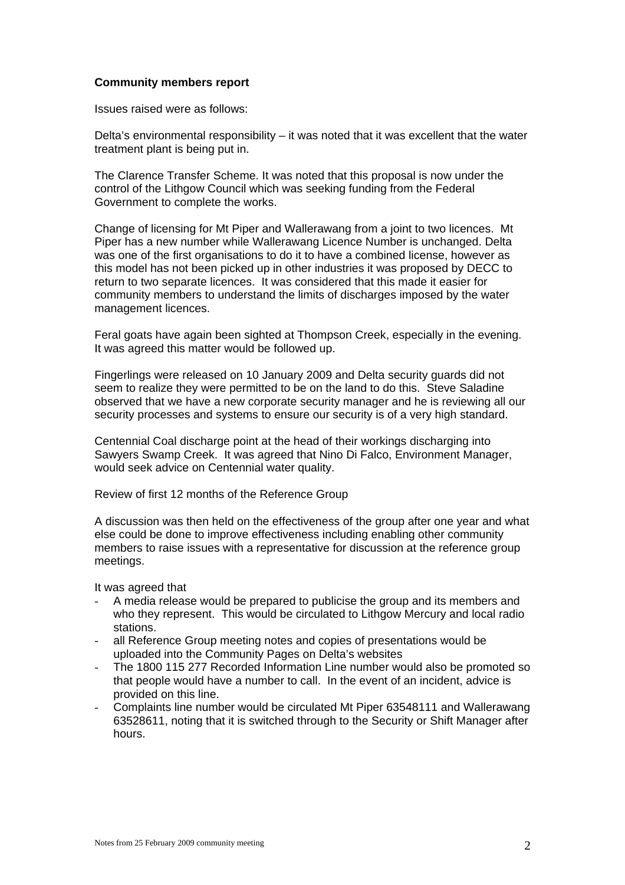**Community members report**

Issues raised were as follows:

Delta's environmental responsibility – it was noted that it was excellent that the water treatment plant is being put in.

The Clarence Transfer Scheme. It was noted that this proposal is now under the control of the Lithgow Council which was seeking funding from the Federal Government to complete the works.

Change of licensing for Mt Piper and Wallerawang from a joint to two licences. Mt Piper has a new number while Wallerawang Licence Number is unchanged. Delta was one of the first organisations to do it to have a combined license, however as this model has not been picked up in other industries it was proposed by DECC to return to two separate licences. It was considered that this made it easier for community members to understand the limits of discharges imposed by the water management licences.

Feral goats have again been sighted at Thompson Creek, especially in the evening. It was agreed this matter would be followed up.

Fingerlings were released on 10 January 2009 and Delta security guards did not seem to realize they were permitted to be on the land to do this. Steve Saladine observed that we have a new corporate security manager and he is reviewing all our security processes and systems to ensure our security is of a very high standard.

Centennial Coal discharge point at the head of their workings discharging into Sawyers Swamp Creek. It was agreed that Nino Di Falco, Environment Manager, would seek advice on Centennial water quality.

Review of first 12 months of the Reference Group

A discussion was then held on the effectiveness of the group after one year and what else could be done to improve effectiveness including enabling other community members to raise issues with a representative for discussion at the reference group meetings.

It was agreed that

- A media release would be prepared to publicise the group and its members and who they represent. This would be circulated to Lithgow Mercury and local radio stations.
- all Reference Group meeting notes and copies of presentations would be uploaded into the Community Pages on Delta's websites
- The 1800 115 277 Recorded Information Line number would also be promoted so that people would have a number to call. In the event of an incident, advice is provided on this line.
- Complaints line number would be circulated Mt Piper 63548111 and Wallerawang 63528611, noting that it is switched through to the Security or Shift Manager after hours.